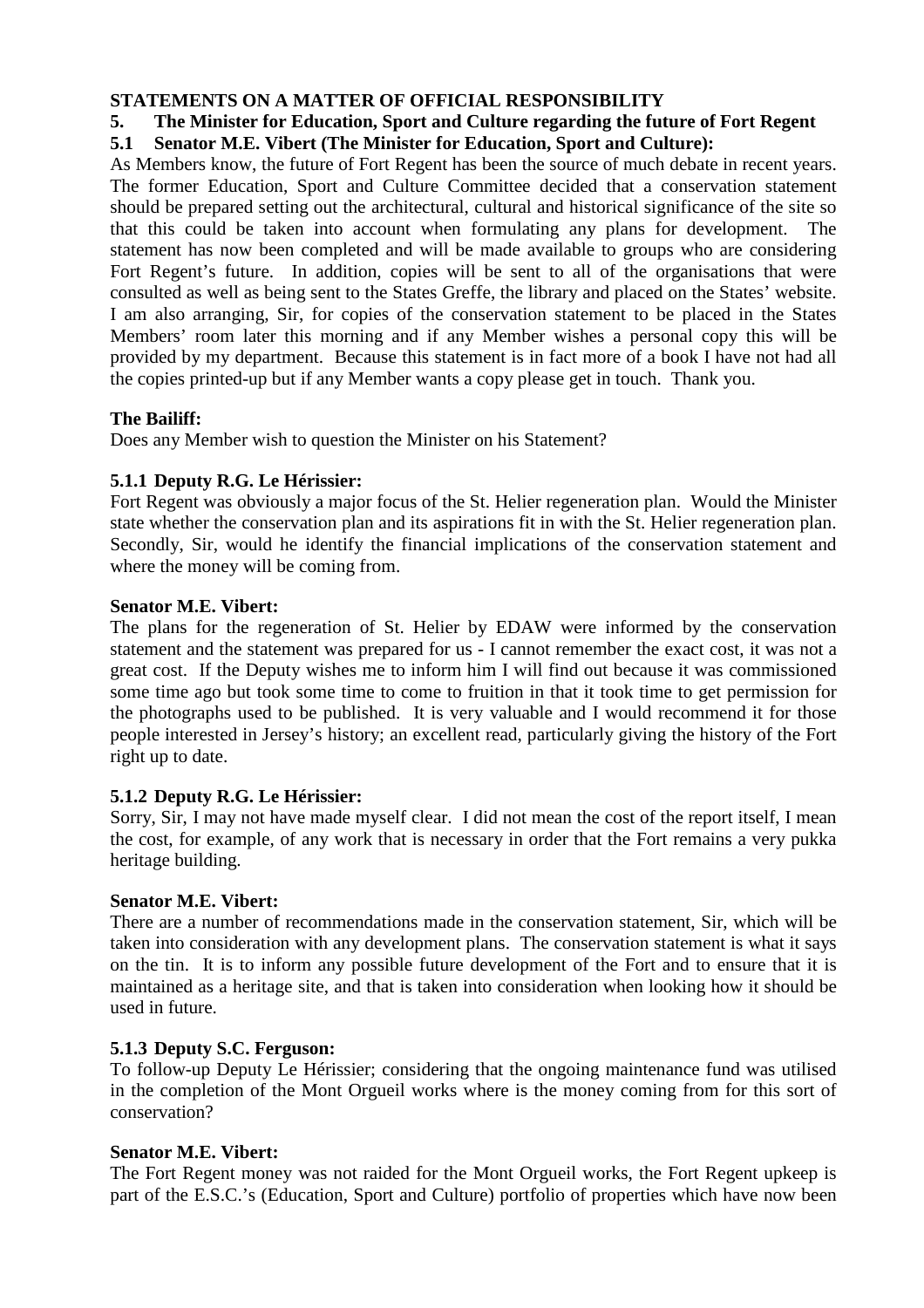**STATEMENTS ON A MATTER OF OFFICIAL RESPONSIBILITY**

**5. The Minister for Education, Sport and Culture regarding the future of Fort Regent**

**5.1 Senator M.E. Vibert (The Minister for Education, Sport and Culture):**

As Members know, the future of Fort Regent has been the source of much debate in recent years. The former Education, Sport and Culture Committee decided that a conservation statement should be prepared setting out the architectural, cultural and historical significance of the site so that this could be taken into account when formulating any plans for development. The statement has now been completed and will be made available to groups who are considering Fort Regent's future. In addition, copies will be sent to all of the organisations that were consulted as well as being sent to the States Greffe, the library and placed on the States' website. I am also arranging, Sir, for copies of the conservation statement to be placed in the States Members' room later this morning and if any Member wishes a personal copy this will be provided by my department. Because this statement is in fact more of a book I have not had all the copies printed-up but if any Member wants a copy please get in touch. Thank you.

**The Bailiff:**

Does any Member wish to question the Minister on his Statement?

**5.1.1 Deputy R.G. Le Hérissier:**

Fort Regent was obviously a major focus of the St. Helier regeneration plan. Would the Minister state whether the conservation plan and its aspirations fit in with the St. Helier regeneration plan. Secondly, Sir, would he identify the financial implications of the conservation statement and where the money will be coming from.

**Senator M.E. Vibert:**

The plans for the regeneration of St. Helier by EDAW were informed by the conservation statement and the statement was prepared for us - I cannot remember the exact cost, it was not a great cost. If the Deputy wishes me to inform him I will find out because it was commissioned some time ago but took some time to come to fruition in that it took time to get permission for the photographs used to be published. It is very valuable and I would recommend it for those people interested in Jersey's history; an excellent read, particularly giving the history of the Fort right up to date.

**5.1.2 Deputy R.G. Le Hérissier:**

Sorry, Sir, I may not have made myself clear. I did not mean the cost of the report itself, I mean the cost, for example, of any work that is necessary in order that the Fort remains a very pukka heritage building.

**Senator M.E. Vibert:**

There are a number of recommendations made in the conservation statement, Sir, which will be taken into consideration with any development plans. The conservation statement is what it says on the tin. It is to inform any possible future development of the Fort and to ensure that it is maintained as a heritage site, and that is taken into consideration when looking how it should be used in future.

**5.1.3 Deputy S.C. Ferguson:**

To follow-up Deputy Le Hérissier; considering that the ongoing maintenance fund was utilised in the completion of the Mont Orgueil works where is the money coming from for this sort of conservation?

**Senator M.E. Vibert:**

The Fort Regent money was not raided for the Mont Orgueil works, the Fort Regent upkeep is part of the E.S.C.'s (Education, Sport and Culture) portfolio of properties which have now been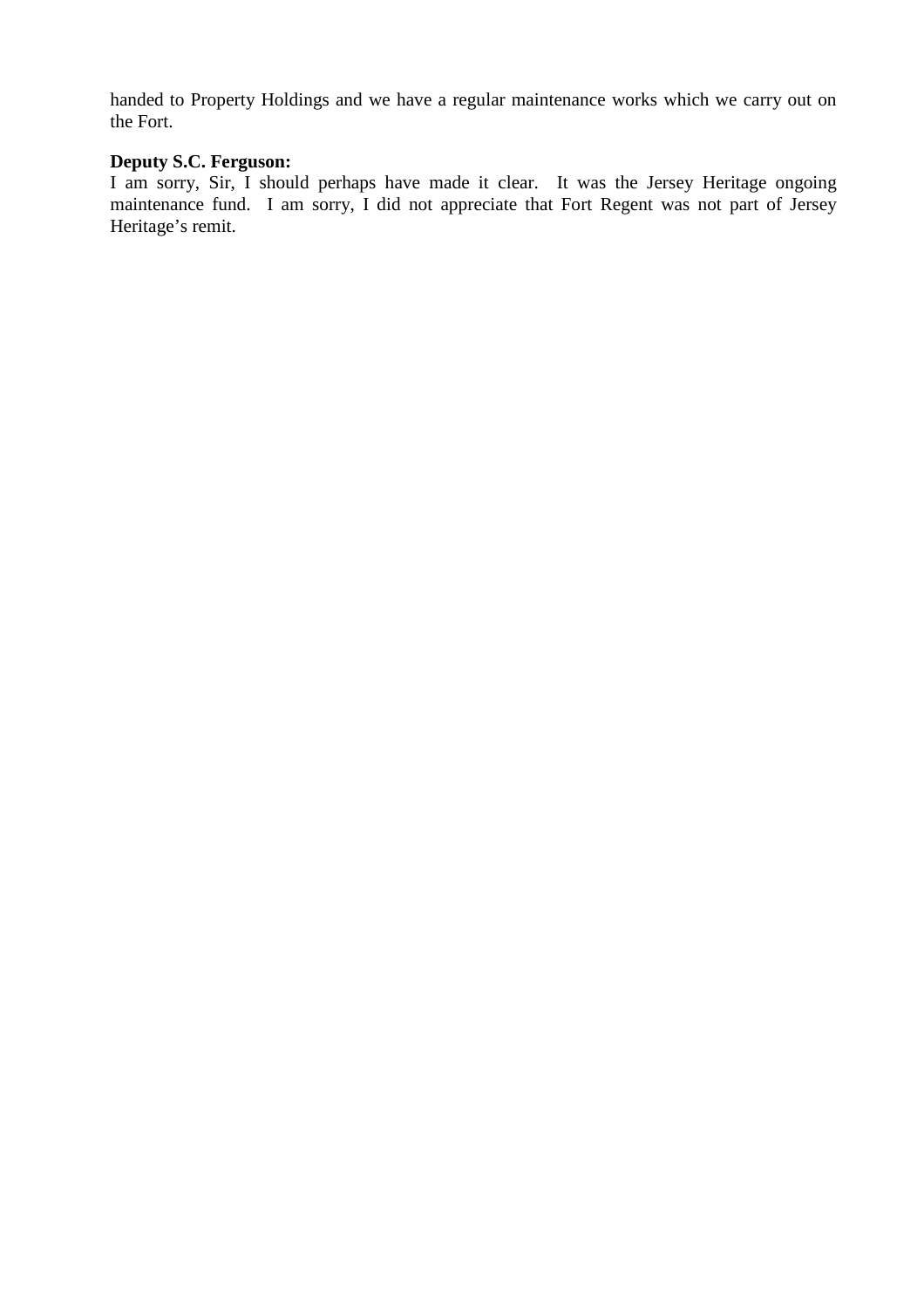handed to Property Holdings and we have a regular maintenance works which we carry out on the Fort.

**Deputy S.C. Ferguson:**
I am sorry, Sir, I should perhaps have made it clear. It was the Jersey Heritage ongoing maintenance fund. I am sorry, I did not appreciate that Fort Regent was not part of Jersey Heritage's remit.